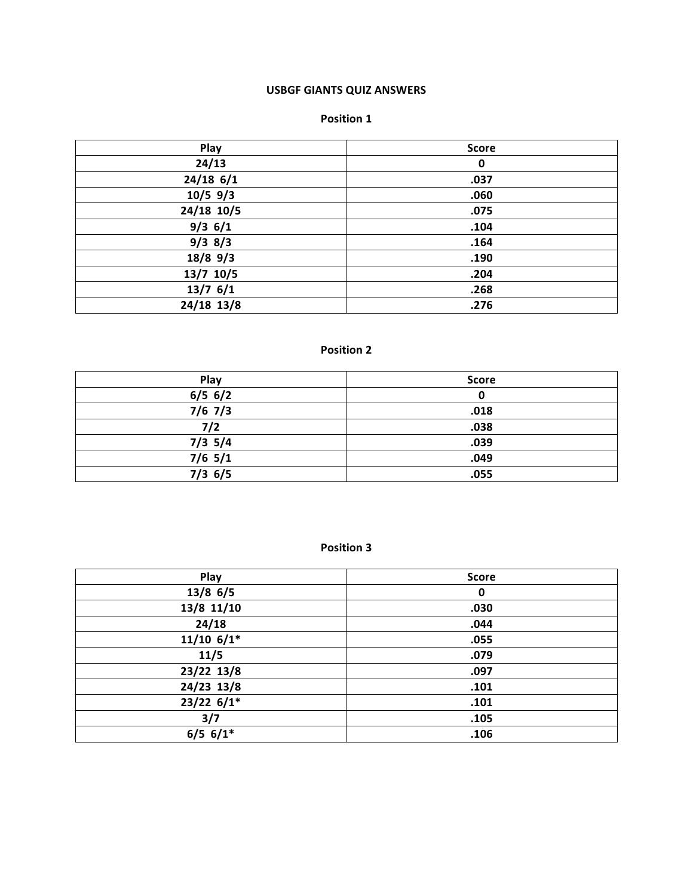# USBGF GIANTS QUIZ ANSWERS

## Position 1

| Play | Score |
| --- | --- |
| 24/13 | 0 |
| 24/18 6/1 | .037 |
| 10/5 9/3 | .060 |
| 24/18 10/5 | .075 |
| 9/3 6/1 | .104 |
| 9/3 8/3 | .164 |
| 18/8 9/3 | .190 |
| 13/7 10/5 | .204 |
| 13/7 6/1 | .268 |
| 24/18 13/8 | .276 |

## Position 2

| Play | Score |
| --- | --- |
| 6/5 6/2 | 0 |
| 7/6 7/3 | .018 |
| 7/2 | .038 |
| 7/3 5/4 | .039 |
| 7/6 5/1 | .049 |
| 7/3 6/5 | .055 |

## Position 3

| Play | Score |
| --- | --- |
| 13/8 6/5 | 0 |
| 13/8 11/10 | .030 |
| 24/18 | .044 |
| 11/10 6/1* | .055 |
| 11/5 | .079 |
| 23/22 13/8 | .097 |
| 24/23 13/8 | .101 |
| 23/22 6/1* | .101 |
| 3/7 | .105 |
| 6/5 6/1* | .106 |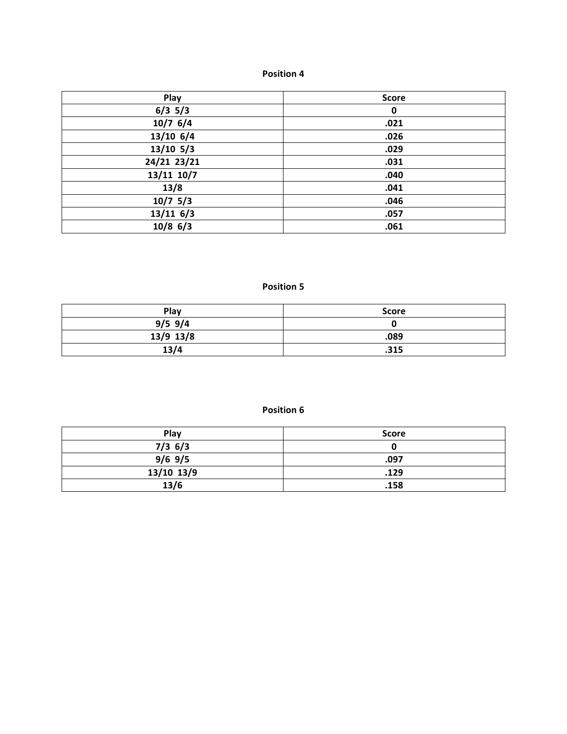**Position 4**

| Play | Score |
| --- | --- |
| 6/3 5/3 | 0 |
| 10/7 6/4 | .021 |
| 13/10 6/4 | .026 |
| 13/10 5/3 | .029 |
| 24/21 23/21 | .031 |
| 13/11 10/7 | .040 |
| 13/8 | .041 |
| 10/7 5/3 | .046 |
| 13/11 6/3 | .057 |
| 10/8 6/3 | .061 |

**Position 5**

| Play | Score |
| --- | --- |
| 9/5 9/4 | 0 |
| 13/9 13/8 | .089 |
| 13/4 | .315 |

**Position 6**

| Play | Score |
| --- | --- |
| 7/3 6/3 | 0 |
| 9/6 9/5 | .097 |
| 13/10 13/9 | .129 |
| 13/6 | .158 |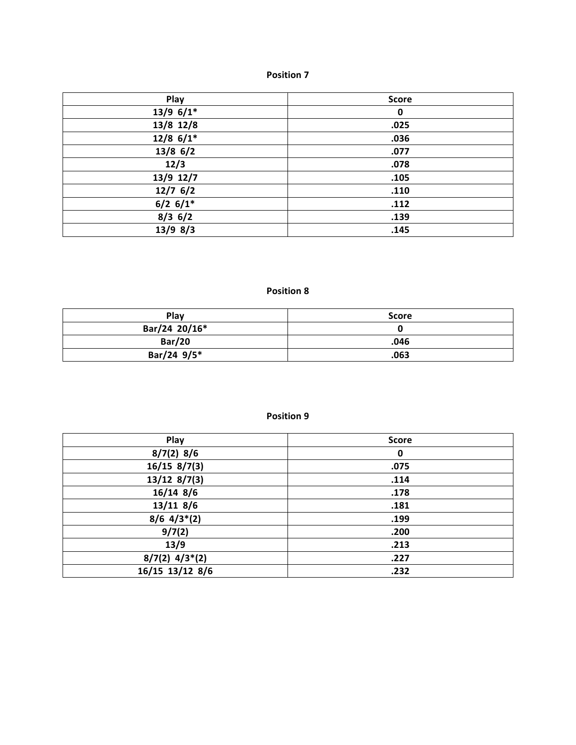## Position 7

| Play | Score |
| --- | --- |
| 13/9 6/1* | 0 |
| 13/8 12/8 | .025 |
| 12/8 6/1* | .036 |
| 13/8 6/2 | .077 |
| 12/3 | .078 |
| 13/9 12/7 | .105 |
| 12/7 6/2 | .110 |
| 6/2 6/1* | .112 |
| 8/3 6/2 | .139 |
| 13/9 8/3 | .145 |

## Position 8

| Play | Score |
| --- | --- |
| Bar/24 20/16* | 0 |
| Bar/20 | .046 |
| Bar/24 9/5* | .063 |

## Position 9

| Play | Score |
| --- | --- |
| 8/7(2) 8/6 | 0 |
| 16/15 8/7(3) | .075 |
| 13/12 8/7(3) | .114 |
| 16/14 8/6 | .178 |
| 13/11 8/6 | .181 |
| 8/6 4/3*(2) | .199 |
| 9/7(2) | .200 |
| 13/9 | .213 |
| 8/7(2) 4/3*(2) | .227 |
| 16/15 13/12 8/6 | .232 |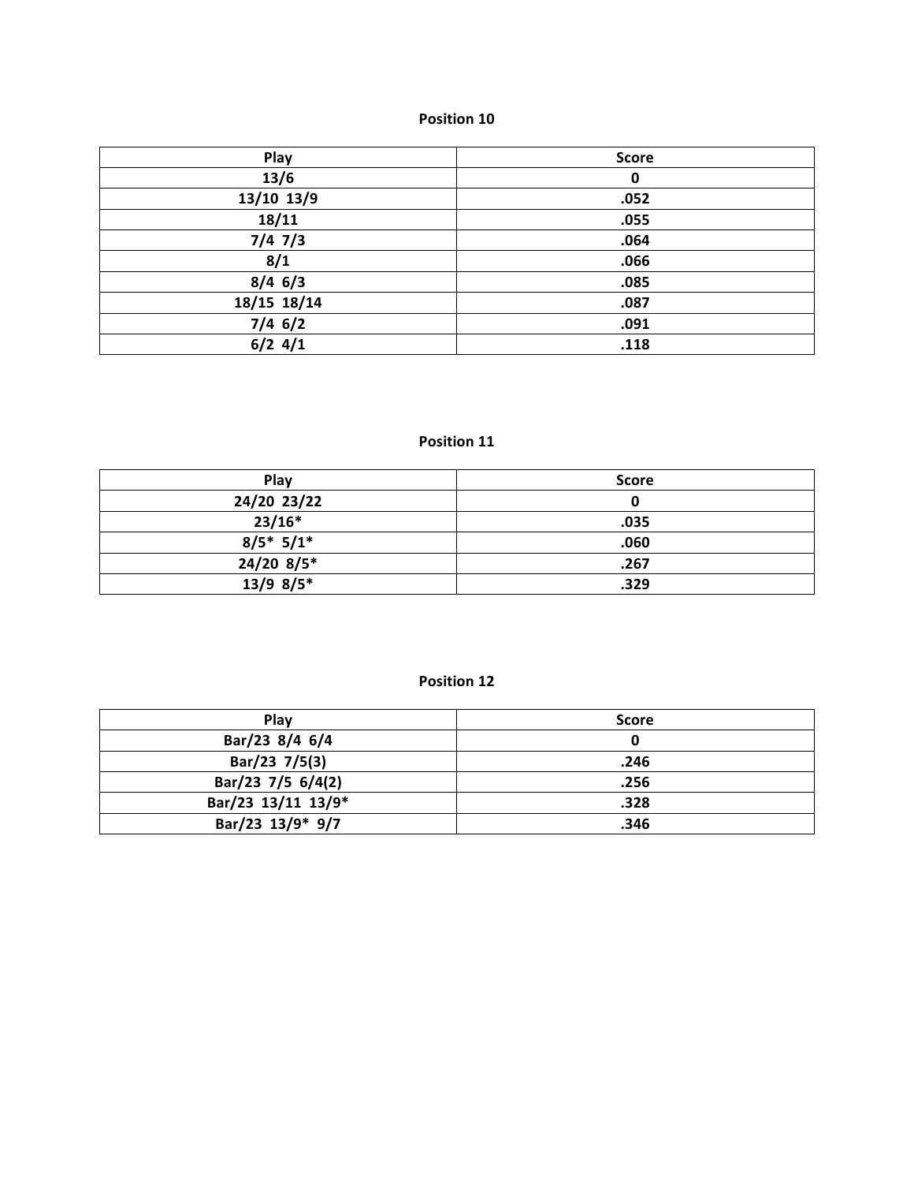## Position 10

| Play | Score |
|---|---|
| 13/6 | 0 |
| 13/10 13/9 | .052 |
| 18/11 | .055 |
| 7/4 7/3 | .064 |
| 8/1 | .066 |
| 8/4 6/3 | .085 |
| 18/15 18/14 | .087 |
| 7/4 6/2 | .091 |
| 6/2 4/1 | .118 |

## Position 11

| Play | Score |
|---|---|
| 24/20 23/22 | 0 |
| 23/16* | .035 |
| 8/5* 5/1* | .060 |
| 24/20 8/5* | .267 |
| 13/9 8/5* | .329 |

## Position 12

| Play | Score |
|---|---|
| Bar/23 8/4 6/4 | 0 |
| Bar/23 7/5(3) | .246 |
| Bar/23 7/5 6/4(2) | .256 |
| Bar/23 13/11 13/9* | .328 |
| Bar/23 13/9* 9/7 | .346 |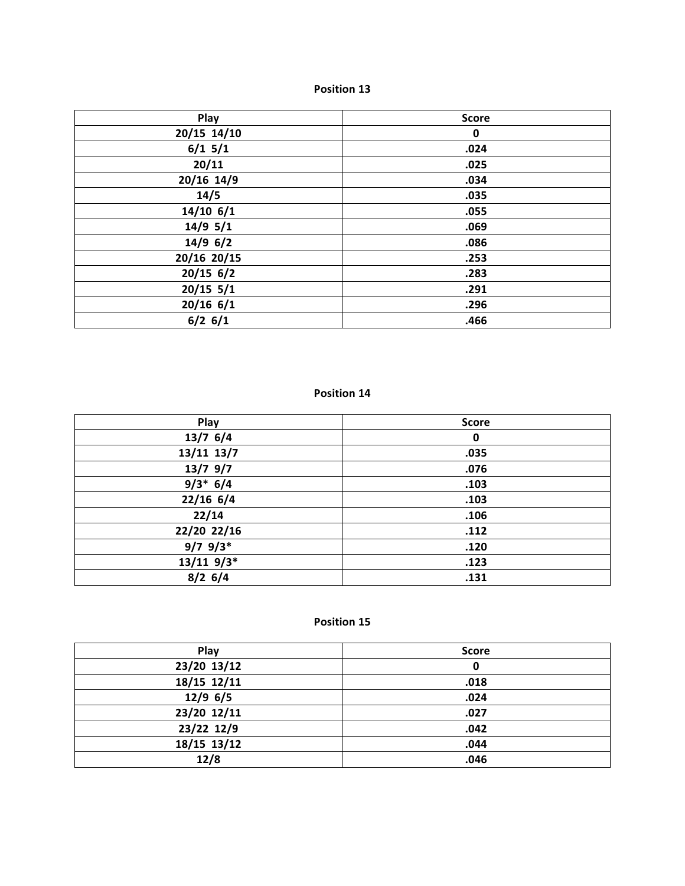**Position 13**

| Play | Score |
| --- | --- |
| 20/15 14/10 | 0 |
| 6/1 5/1 | .024 |
| 20/11 | .025 |
| 20/16 14/9 | .034 |
| 14/5 | .035 |
| 14/10 6/1 | .055 |
| 14/9 5/1 | .069 |
| 14/9 6/2 | .086 |
| 20/16 20/15 | .253 |
| 20/15 6/2 | .283 |
| 20/15 5/1 | .291 |
| 20/16 6/1 | .296 |
| 6/2 6/1 | .466 |

**Position 14**

| Play | Score |
| --- | --- |
| 13/7 6/4 | 0 |
| 13/11 13/7 | .035 |
| 13/7 9/7 | .076 |
| 9/3* 6/4 | .103 |
| 22/16 6/4 | .103 |
| 22/14 | .106 |
| 22/20 22/16 | .112 |
| 9/7 9/3* | .120 |
| 13/11 9/3* | .123 |
| 8/2 6/4 | .131 |

**Position 15**

| Play | Score |
| --- | --- |
| 23/20 13/12 | 0 |
| 18/15 12/11 | .018 |
| 12/9 6/5 | .024 |
| 23/20 12/11 | .027 |
| 23/22 12/9 | .042 |
| 18/15 13/12 | .044 |
| 12/8 | .046 |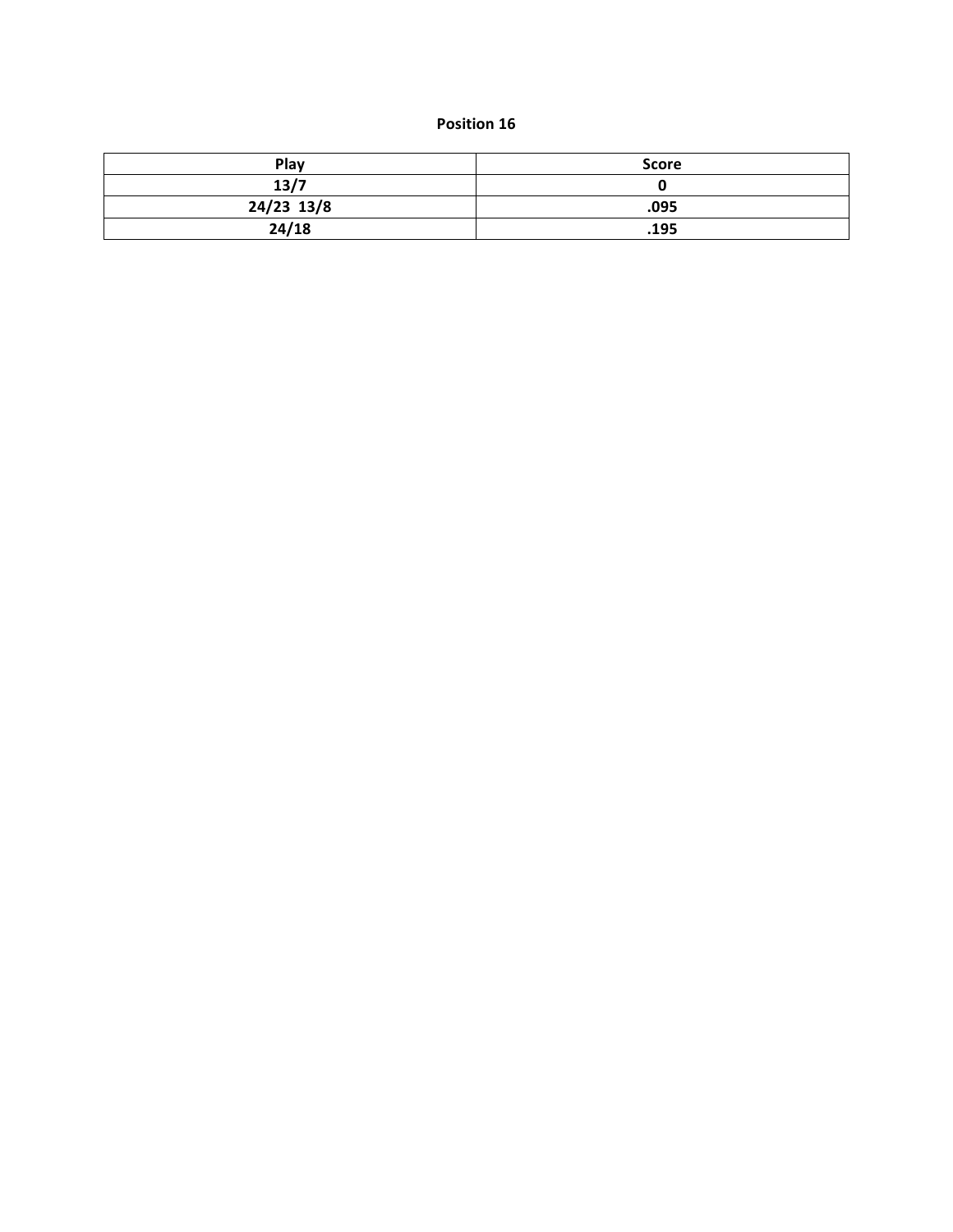**Position 16**

| Play | Score |
|---|---|
| 13/7 | 0 |
| 24/23  13/8 | .095 |
| 24/18 | .195 |